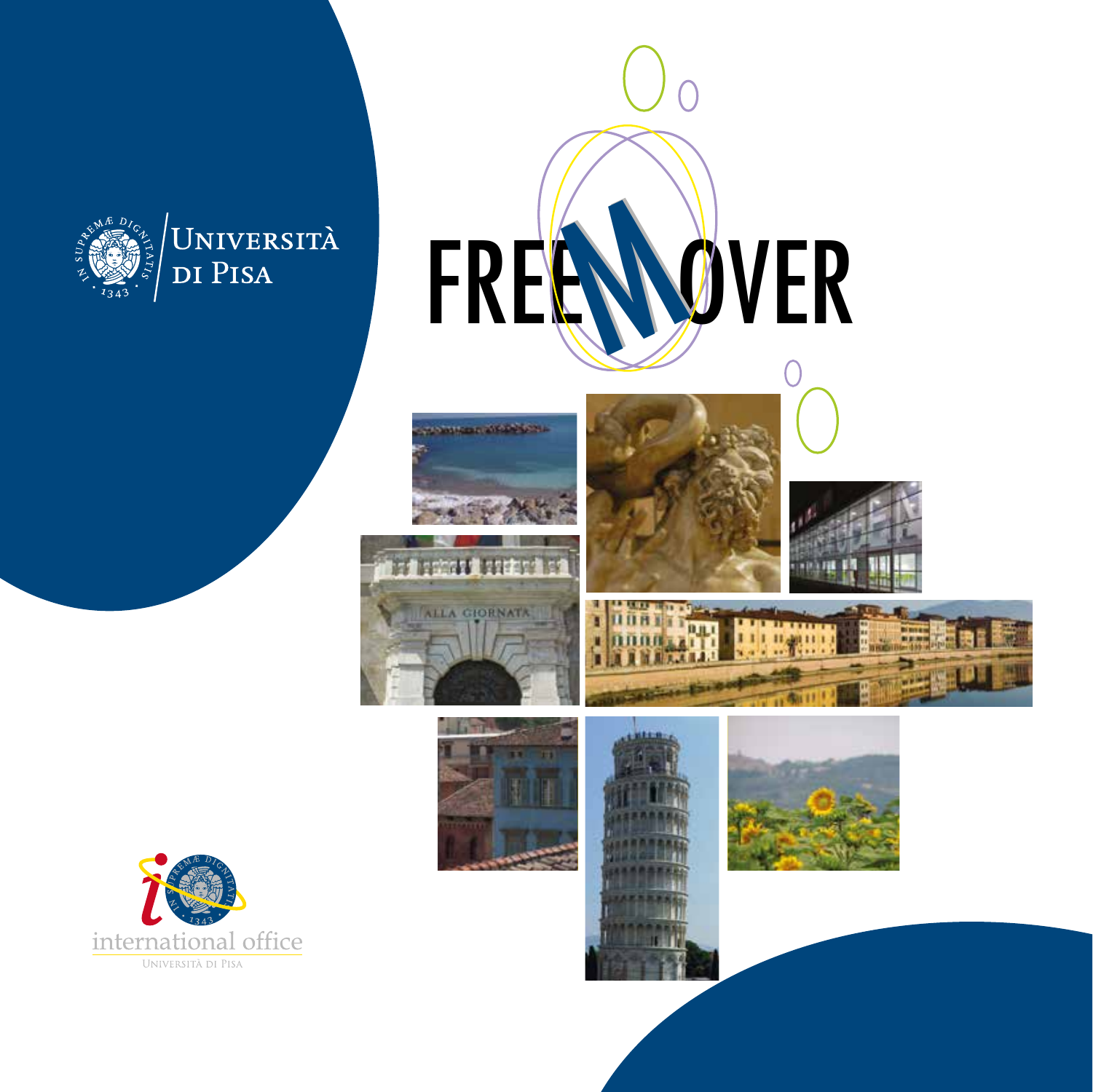Università di Pisa

# FREEMOVER

international office

Università di Pisa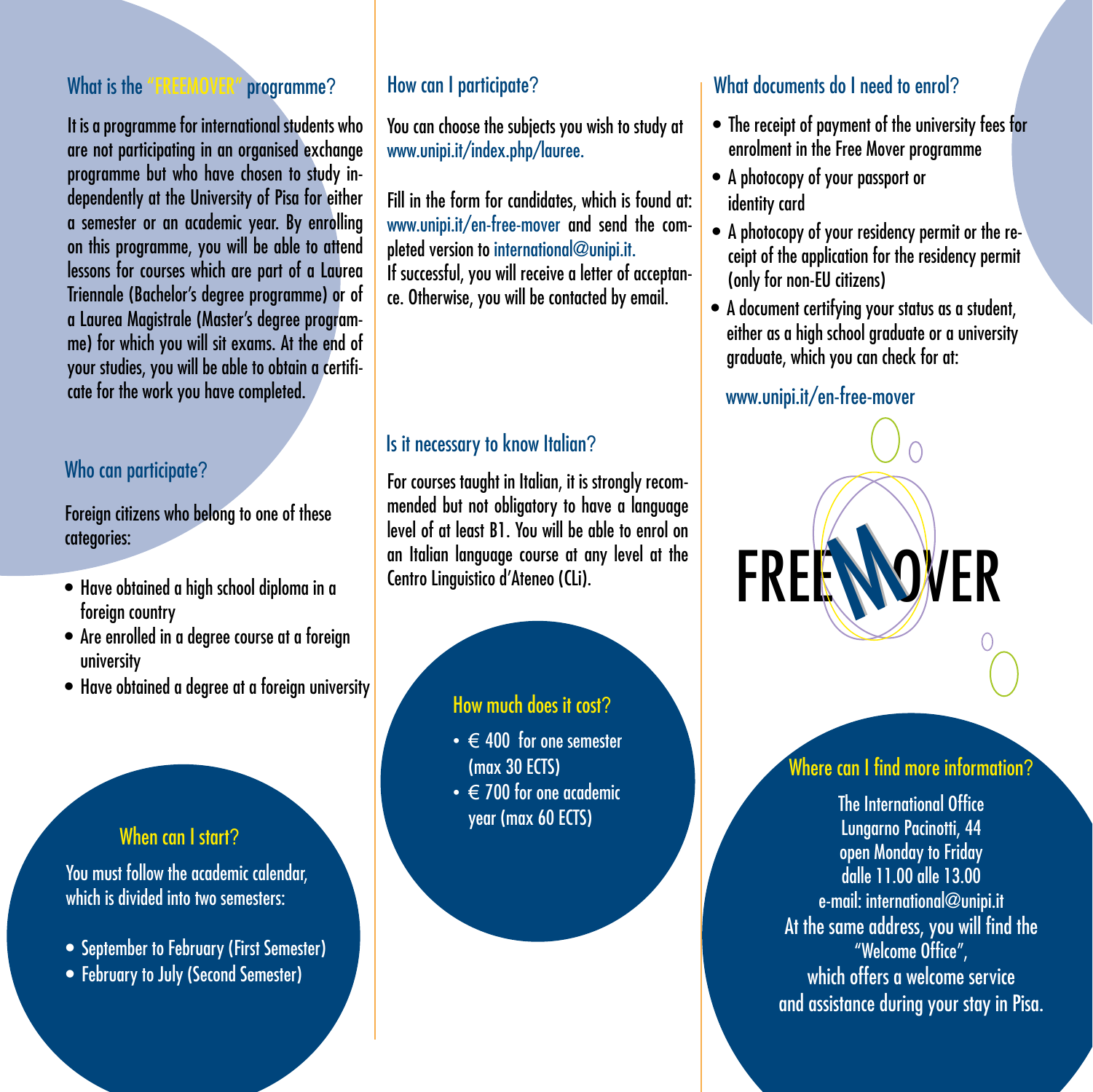## What is the "FREEMOVER" programme?

It is a programme for international students who are not participating in an organised exchange programme but who have chosen to study independently at the University of Pisa for either a semester or an academic year. By enrolling on this programme, you will be able to attend lessons for courses which are part of a Laurea Triennale (Bachelor's degree programme) or of a Laurea Magistrale (Master's degree programme) for which you will sit exams. At the end of your studies, you will be able to obtain a certificate for the work you have completed.

## Who can participate?

Foreign citizens who belong to one of these categories:

- Have obtained a high school diploma in a foreign country
- Are enrolled in a degree course at a foreign university
- Have obtained a degree at a foreign university

## When can I start?

You must follow the academic calendar, which is divided into two semesters:

- September to February (First Semester)
- February to July (Second Semester)

## How can I participate?

You can choose the subjects you wish to study at www.unipi.it/index.php/lauree.

Fill in the form for candidates, which is found at: www.unipi.it/en-free-mover and send the completed version to international@unipi.it.
If successful, you will receive a letter of acceptance. Otherwise, you will be contacted by email.

## Is it necessary to know Italian?

For courses taught in Italian, it is strongly recommended but not obligatory to have a language level of at least B1. You will be able to enrol on an Italian language course at any level at the Centro Linguistico d'Ateneo (CLi).

## How much does it cost?

- € 400 for one semester (max 30 ECTS)
- € 700 for one academic year (max 60 ECTS)

## What documents do I need to enrol?

- The receipt of payment of the university fees for enrolment in the Free Mover programme
- A photocopy of your passport or identity card
- A photocopy of your residency permit or the receipt of the application for the residency permit (only for non-EU citizens)
- A document certifying your status as a student, either as a high school graduate or a university graduate, which you can check for at:

www.unipi.it/en-free-mover

FREEMOVER

## Where can I find more information?

The International Office
Lungarno Pacinotti, 44
open Monday to Friday
dalle 11.00 alle 13.00
e-mail: international@unipi.it
At the same address, you will find the "Welcome Office",
which offers a welcome service
and assistance during your stay in Pisa.